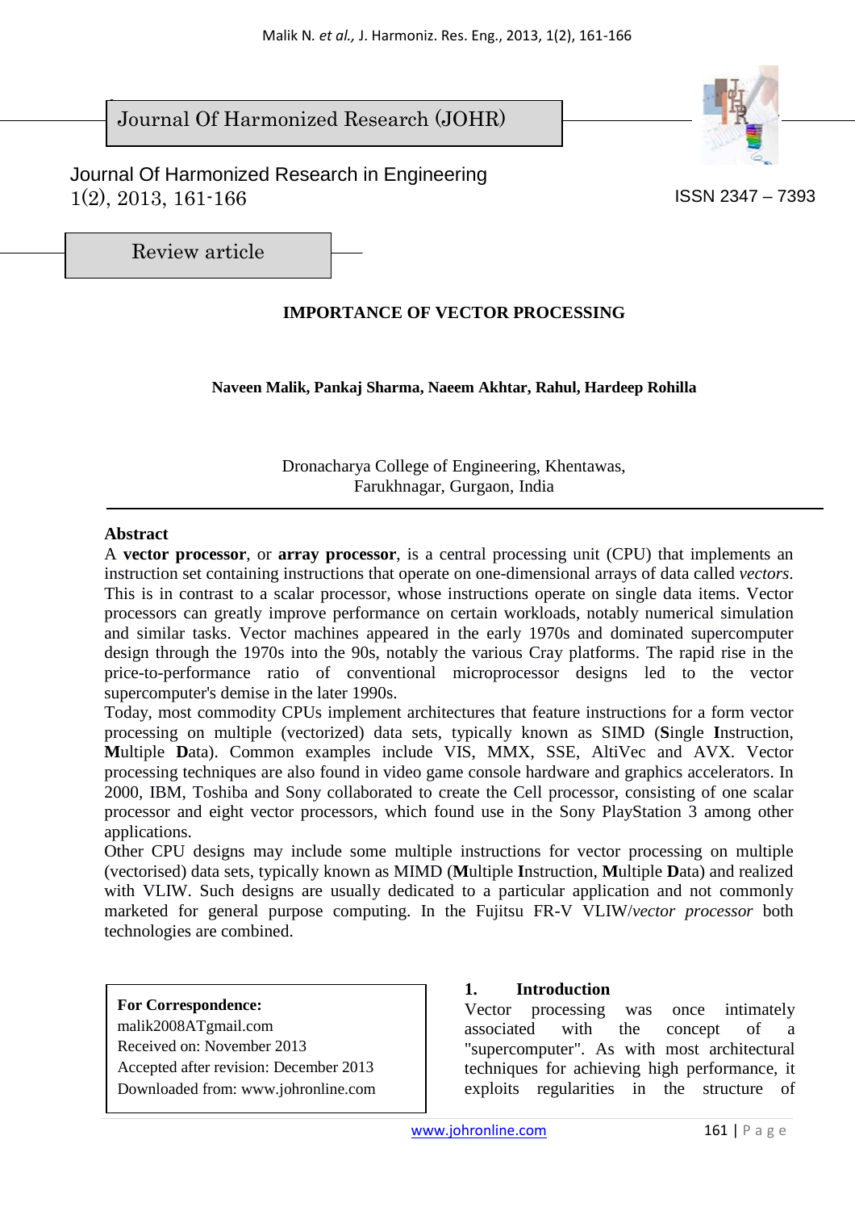Journal Of Harmonized Research (JOHR)

Journal Of Harmonized Research in Engineering
1(2), 2013, 161-166

ISSN 2347 – 7393

Review article

# IMPORTANCE OF VECTOR PROCESSING

**Naveen Malik, Pankaj Sharma, Naeem Akhtar, Rahul, Hardeep Rohilla**

Dronacharya College of Engineering, Khentawas,
Farukhnagar, Gurgaon, India

## Abstract

A **vector processor**, or **array processor**, is a central processing unit (CPU) that implements an instruction set containing instructions that operate on one-dimensional arrays of data called *vectors*. This is in contrast to a scalar processor, whose instructions operate on single data items. Vector processors can greatly improve performance on certain workloads, notably numerical simulation and similar tasks. Vector machines appeared in the early 1970s and dominated supercomputer design through the 1970s into the 90s, notably the various Cray platforms. The rapid rise in the price-to-performance ratio of conventional microprocessor designs led to the vector supercomputer's demise in the later 1990s.

Today, most commodity CPUs implement architectures that feature instructions for a form vector processing on multiple (vectorized) data sets, typically known as SIMD (**S**ingle **I**nstruction, **M**ultiple **D**ata). Common examples include VIS, MMX, SSE, AltiVec and AVX. Vector processing techniques are also found in video game console hardware and graphics accelerators. In 2000, IBM, Toshiba and Sony collaborated to create the Cell processor, consisting of one scalar processor and eight vector processors, which found use in the Sony PlayStation 3 among other applications.

Other CPU designs may include some multiple instructions for vector processing on multiple (vectorised) data sets, typically known as MIMD (**M**ultiple **I**nstruction, **M**ultiple **D**ata) and realized with VLIW. Such designs are usually dedicated to a particular application and not commonly marketed for general purpose computing. In the Fujitsu FR-V VLIW/*vector processor* both technologies are combined.

**For Correspondence:**
malik2008ATgmail.com
Received on: November 2013
Accepted after revision: December 2013
Downloaded from: www.johronline.com

## 1. Introduction

Vector processing was once intimately associated with the concept of a "supercomputer". As with most architectural techniques for achieving high performance, it exploits regularities in the structure of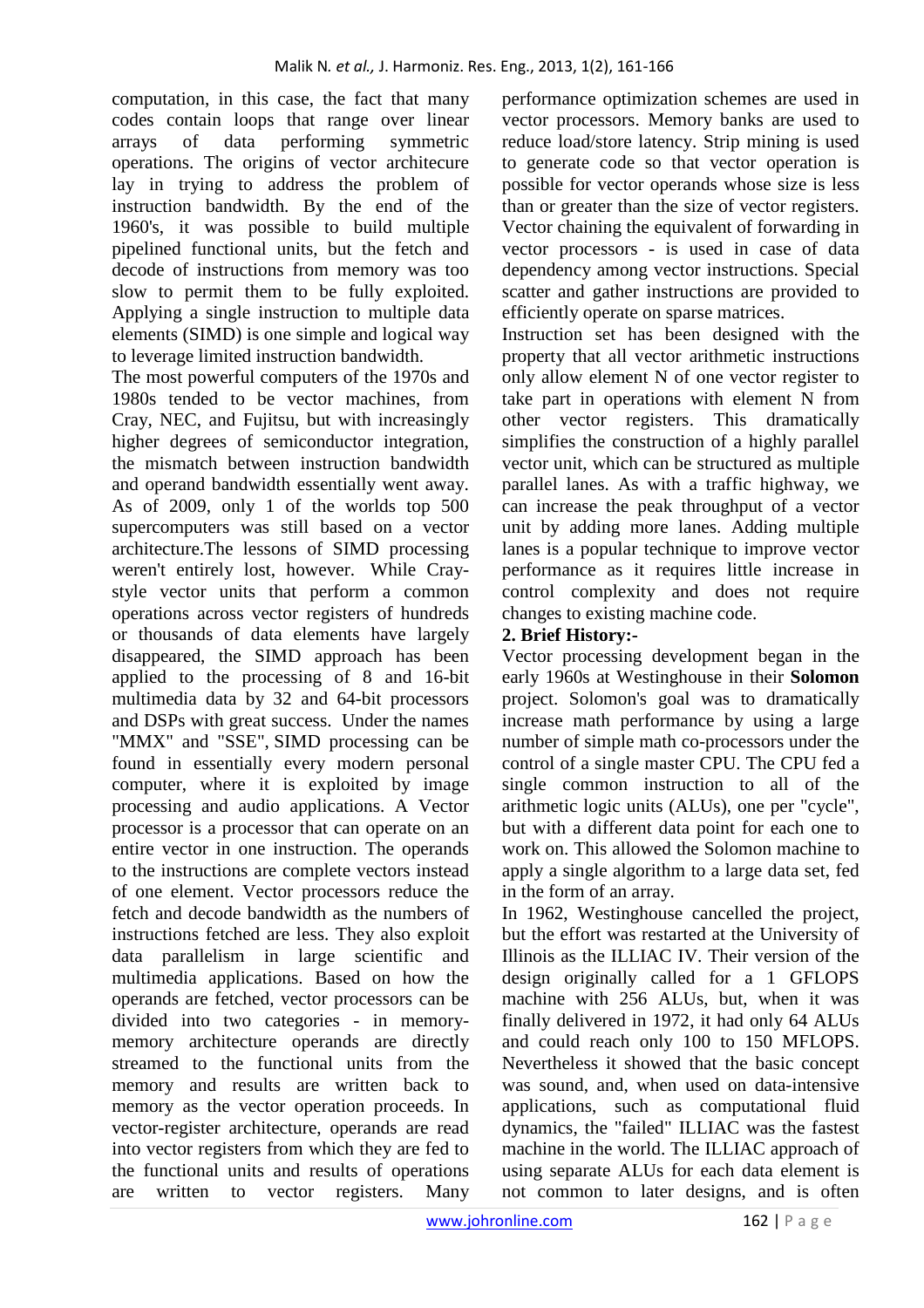computation, in this case, the fact that many codes contain loops that range over linear arrays of data performing symmetric operations. The origins of vector architecure lay in trying to address the problem of instruction bandwidth. By the end of the 1960's, it was possible to build multiple pipelined functional units, but the fetch and decode of instructions from memory was too slow to permit them to be fully exploited. Applying a single instruction to multiple data elements (SIMD) is one simple and logical way to leverage limited instruction bandwidth.

The most powerful computers of the 1970s and 1980s tended to be vector machines, from Cray, NEC, and Fujitsu, but with increasingly higher degrees of semiconductor integration, the mismatch between instruction bandwidth and operand bandwidth essentially went away. As of 2009, only 1 of the worlds top 500 supercomputers was still based on a vector architecture.The lessons of SIMD processing weren't entirely lost, however. While Cray-style vector units that perform a common operations across vector registers of hundreds or thousands of data elements have largely disappeared, the SIMD approach has been applied to the processing of 8 and 16-bit multimedia data by 32 and 64-bit processors and DSPs with great success. Under the names "MMX" and "SSE", SIMD processing can be found in essentially every modern personal computer, where it is exploited by image processing and audio applications. A Vector processor is a processor that can operate on an entire vector in one instruction. The operands to the instructions are complete vectors instead of one element. Vector processors reduce the fetch and decode bandwidth as the numbers of instructions fetched are less. They also exploit data parallelism in large scientific and multimedia applications. Based on how the operands are fetched, vector processors can be divided into two categories - in memory-memory architecture operands are directly streamed to the functional units from the memory and results are written back to memory as the vector operation proceeds. In vector-register architecture, operands are read into vector registers from which they are fed to the functional units and results of operations are written to vector registers. Many performance optimization schemes are used in vector processors. Memory banks are used to reduce load/store latency. Strip mining is used to generate code so that vector operation is possible for vector operands whose size is less than or greater than the size of vector registers. Vector chaining the equivalent of forwarding in vector processors - is used in case of data dependency among vector instructions. Special scatter and gather instructions are provided to efficiently operate on sparse matrices.

Instruction set has been designed with the property that all vector arithmetic instructions only allow element N of one vector register to take part in operations with element N from other vector registers. This dramatically simplifies the construction of a highly parallel vector unit, which can be structured as multiple parallel lanes. As with a traffic highway, we can increase the peak throughput of a vector unit by adding more lanes. Adding multiple lanes is a popular technique to improve vector performance as it requires little increase in control complexity and does not require changes to existing machine code.

## 2. Brief History:-

Vector processing development began in the early 1960s at Westinghouse in their **Solomon** project. Solomon's goal was to dramatically increase math performance by using a large number of simple math co-processors under the control of a single master CPU. The CPU fed a single common instruction to all of the arithmetic logic units (ALUs), one per "cycle", but with a different data point for each one to work on. This allowed the Solomon machine to apply a single algorithm to a large data set, fed in the form of an array.

In 1962, Westinghouse cancelled the project, but the effort was restarted at the University of Illinois as the ILLIAC IV. Their version of the design originally called for a 1 GFLOPS machine with 256 ALUs, but, when it was finally delivered in 1972, it had only 64 ALUs and could reach only 100 to 150 MFLOPS. Nevertheless it showed that the basic concept was sound, and, when used on data-intensive applications, such as computational fluid dynamics, the "failed" ILLIAC was the fastest machine in the world. The ILLIAC approach of using separate ALUs for each data element is not common to later designs, and is often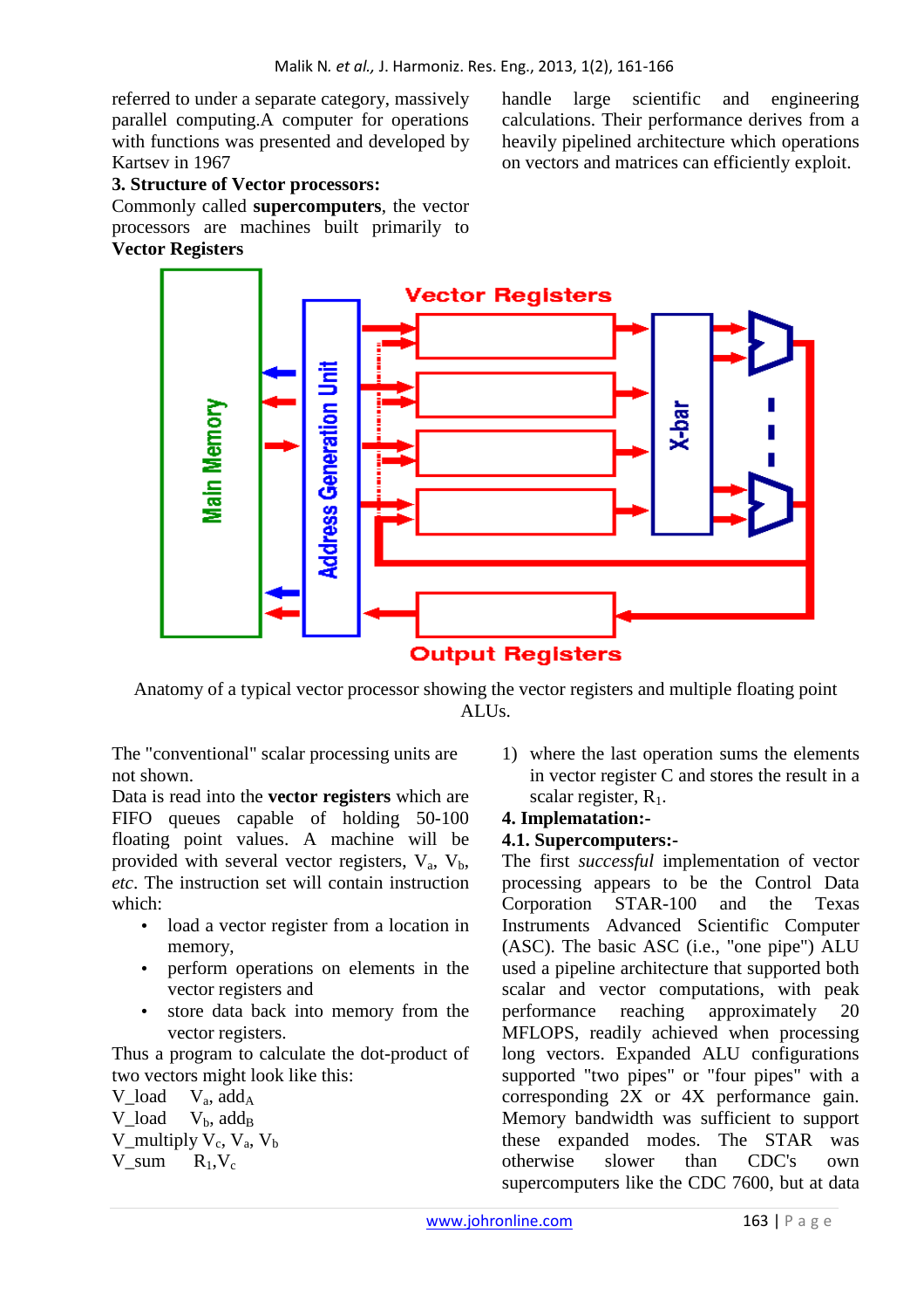referred to under a separate category, massively parallel computing.A computer for operations with functions was presented and developed by Kartsev in 1967

### 3. Structure of Vector processors:

Commonly called **supercomputers**, the vector processors are machines built primarily to handle large scientific and engineering calculations. Their performance derives from a heavily pipelined architecture which operations on vectors and matrices can efficiently exploit.

**Vector Registers**

Anatomy of a typical vector processor showing the vector registers and multiple floating point ALUs.

The "conventional" scalar processing units are not shown.

Data is read into the **vector registers** which are FIFO queues capable of holding 50-100 floating point values. A machine will be provided with several vector registers, $V_a$, $V_b$, *etc*. The instruction set will contain instruction which:

- load a vector register from a location in memory,
- perform operations on elements in the vector registers and
- store data back into memory from the vector registers.

Thus a program to calculate the dot-product of two vectors might look like this:

V_load $V_a$, $add_A$
V_load $V_b$, $add_B$
V_multiply $V_c$, $V_a$, $V_b$
V_sum $R_1$,$V_c$

1) where the last operation sums the elements in vector register C and stores the result in a scalar register, $R_1$.

### 4. Implematation:-

### 4.1. Supercomputers:-

The first *successful* implementation of vector processing appears to be the Control Data Corporation STAR-100 and the Texas Instruments Advanced Scientific Computer (ASC). The basic ASC (i.e., "one pipe") ALU used a pipeline architecture that supported both scalar and vector computations, with peak performance reaching approximately 20 MFLOPS, readily achieved when processing long vectors. Expanded ALU configurations supported "two pipes" or "four pipes" with a corresponding 2X or 4X performance gain. Memory bandwidth was sufficient to support these expanded modes. The STAR was otherwise slower than CDC's own supercomputers like the CDC 7600, but at data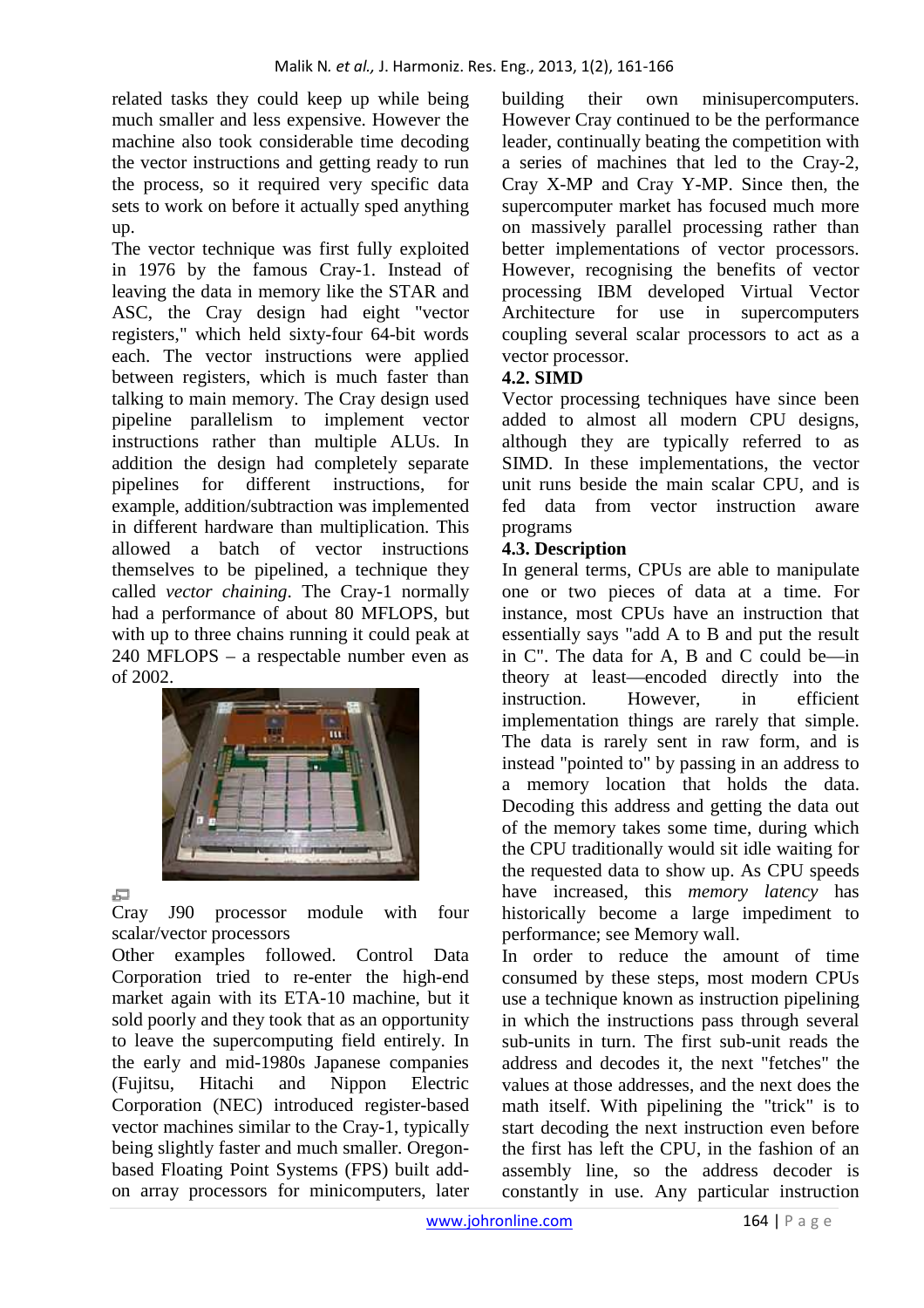related tasks they could keep up while being much smaller and less expensive. However the machine also took considerable time decoding the vector instructions and getting ready to run the process, so it required very specific data sets to work on before it actually sped anything up.

The vector technique was first fully exploited in 1976 by the famous Cray-1. Instead of leaving the data in memory like the STAR and ASC, the Cray design had eight "vector registers," which held sixty-four 64-bit words each. The vector instructions were applied between registers, which is much faster than talking to main memory. The Cray design used pipeline parallelism to implement vector instructions rather than multiple ALUs. In addition the design had completely separate pipelines for different instructions, for example, addition/subtraction was implemented in different hardware than multiplication. This allowed a batch of vector instructions themselves to be pipelined, a technique they called *vector chaining*. The Cray-1 normally had a performance of about 80 MFLOPS, but with up to three chains running it could peak at 240 MFLOPS – a respectable number even as of 2002.

Cray J90 processor module with four scalar/vector processors

Other examples followed. Control Data Corporation tried to re-enter the high-end market again with its ETA-10 machine, but it sold poorly and they took that as an opportunity to leave the supercomputing field entirely. In the early and mid-1980s Japanese companies (Fujitsu, Hitachi and Nippon Electric Corporation (NEC) introduced register-based vector machines similar to the Cray-1, typically being slightly faster and much smaller. Oregon-based Floating Point Systems (FPS) built add-on array processors for minicomputers, later building their own minisupercomputers. However Cray continued to be the performance leader, continually beating the competition with a series of machines that led to the Cray-2, Cray X-MP and Cray Y-MP. Since then, the supercomputer market has focused much more on massively parallel processing rather than better implementations of vector processors. However, recognising the benefits of vector processing IBM developed Virtual Vector Architecture for use in supercomputers coupling several scalar processors to act as a vector processor.

**4.2. SIMD**

Vector processing techniques have since been added to almost all modern CPU designs, although they are typically referred to as SIMD. In these implementations, the vector unit runs beside the main scalar CPU, and is fed data from vector instruction aware programs

**4.3. Description**

In general terms, CPUs are able to manipulate one or two pieces of data at a time. For instance, most CPUs have an instruction that essentially says "add A to B and put the result in C". The data for A, B and C could be—in theory at least—encoded directly into the instruction. However, in efficient implementation things are rarely that simple. The data is rarely sent in raw form, and is instead "pointed to" by passing in an address to a memory location that holds the data. Decoding this address and getting the data out of the memory takes some time, during which the CPU traditionally would sit idle waiting for the requested data to show up. As CPU speeds have increased, this *memory latency* has historically become a large impediment to performance; see Memory wall.

In order to reduce the amount of time consumed by these steps, most modern CPUs use a technique known as instruction pipelining in which the instructions pass through several sub-units in turn. The first sub-unit reads the address and decodes it, the next "fetches" the values at those addresses, and the next does the math itself. With pipelining the "trick" is to start decoding the next instruction even before the first has left the CPU, in the fashion of an assembly line, so the address decoder is constantly in use. Any particular instruction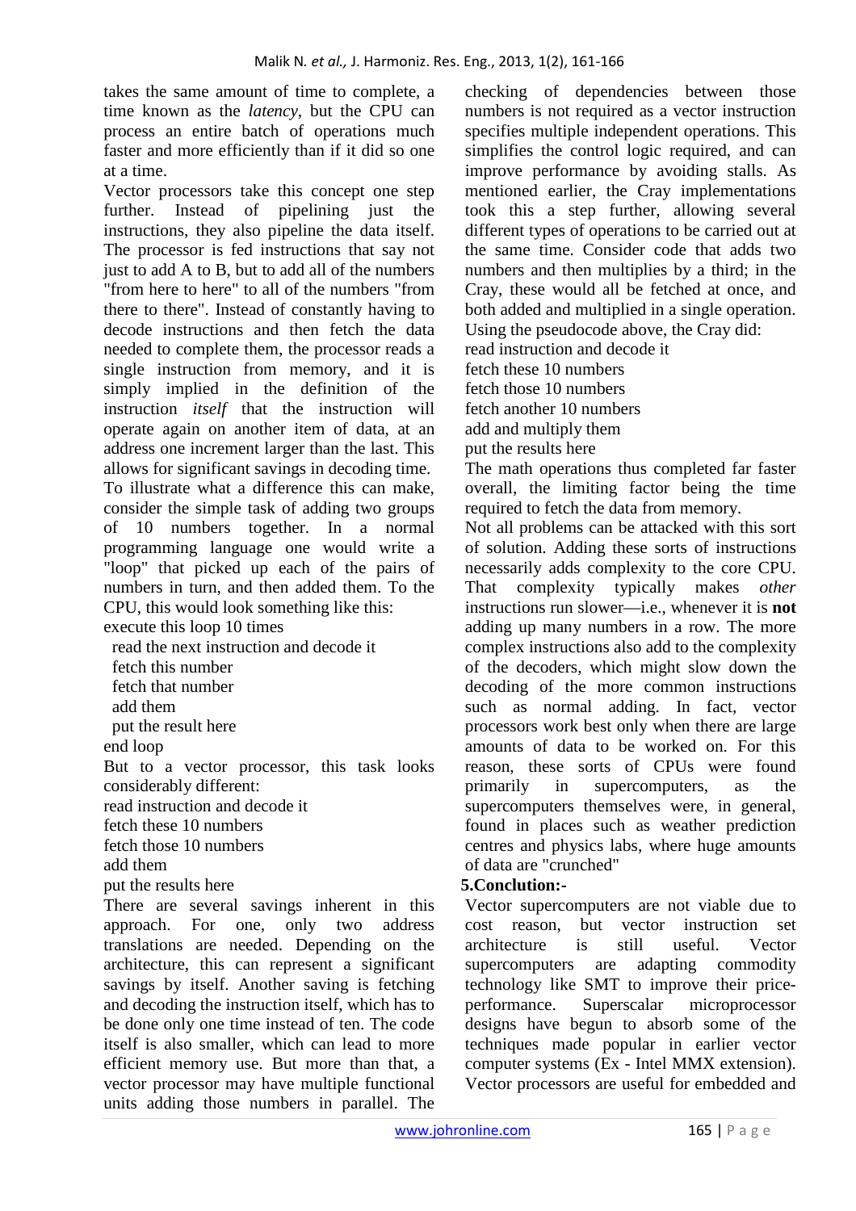takes the same amount of time to complete, a time known as the *latency*, but the CPU can process an entire batch of operations much faster and more efficiently than if it did so one at a time.

Vector processors take this concept one step further. Instead of pipelining just the instructions, they also pipeline the data itself. The processor is fed instructions that say not just to add A to B, but to add all of the numbers "from here to here" to all of the numbers "from there to there". Instead of constantly having to decode instructions and then fetch the data needed to complete them, the processor reads a single instruction from memory, and it is simply implied in the definition of the instruction *itself* that the instruction will operate again on another item of data, at an address one increment larger than the last. This allows for significant savings in decoding time.

To illustrate what a difference this can make, consider the simple task of adding two groups of 10 numbers together. In a normal programming language one would write a "loop" that picked up each of the pairs of numbers in turn, and then added them. To the CPU, this would look something like this:

```
execute this loop 10 times
  read the next instruction and decode it
  fetch this number
  fetch that number
  add them
  put the result here
end loop
```

But to a vector processor, this task looks considerably different:

```
read instruction and decode it
fetch these 10 numbers
fetch those 10 numbers
add them
put the results here
```

There are several savings inherent in this approach. For one, only two address translations are needed. Depending on the architecture, this can represent a significant savings by itself. Another saving is fetching and decoding the instruction itself, which has to be done only one time instead of ten. The code itself is also smaller, which can lead to more efficient memory use. But more than that, a vector processor may have multiple functional units adding those numbers in parallel. The checking of dependencies between those numbers is not required as a vector instruction specifies multiple independent operations. This simplifies the control logic required, and can improve performance by avoiding stalls. As mentioned earlier, the Cray implementations took this a step further, allowing several different types of operations to be carried out at the same time. Consider code that adds two numbers and then multiplies by a third; in the Cray, these would all be fetched at once, and both added and multiplied in a single operation. Using the pseudocode above, the Cray did:

```
read instruction and decode it
fetch these 10 numbers
fetch those 10 numbers
fetch another 10 numbers
add and multiply them
put the results here
```

The math operations thus completed far faster overall, the limiting factor being the time required to fetch the data from memory.

Not all problems can be attacked with this sort of solution. Adding these sorts of instructions necessarily adds complexity to the core CPU. That complexity typically makes *other* instructions run slower—i.e., whenever it is **not** adding up many numbers in a row. The more complex instructions also add to the complexity of the decoders, which might slow down the decoding of the more common instructions such as normal adding. In fact, vector processors work best only when there are large amounts of data to be worked on. For this reason, these sorts of CPUs were found primarily in supercomputers, as the supercomputers themselves were, in general, found in places such as weather prediction centres and physics labs, where huge amounts of data are "crunched"

## 5.Conclution:-

Vector supercomputers are not viable due to cost reason, but vector instruction set architecture is still useful. Vector supercomputers are adapting commodity technology like SMT to improve their price-performance. Superscalar microprocessor designs have begun to absorb some of the techniques made popular in earlier vector computer systems (Ex - Intel MMX extension). Vector processors are useful for embedded and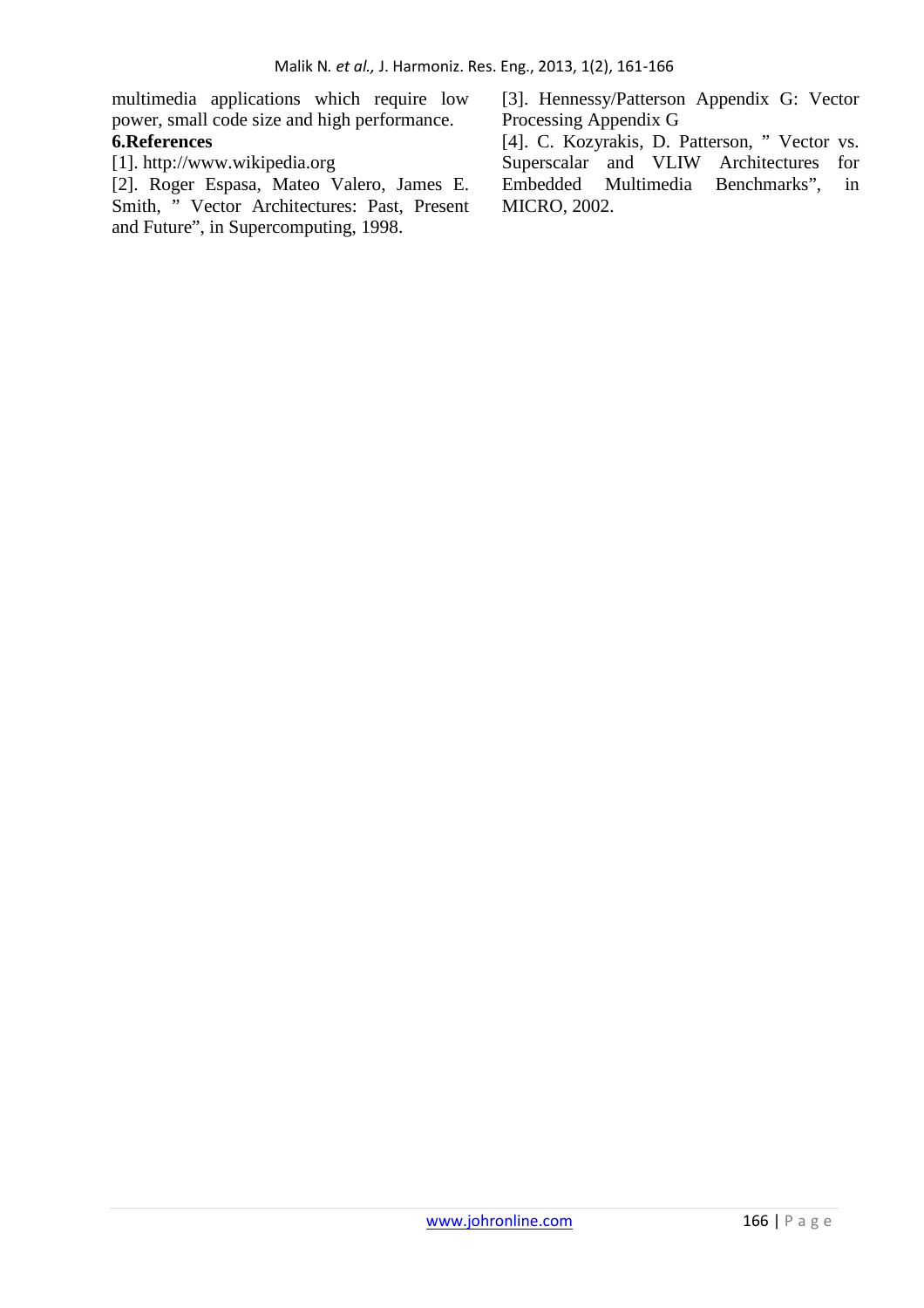multimedia applications which require low power, small code size and high performance.

## 6.References

[1]. http://www.wikipedia.org

[2]. Roger Espasa, Mateo Valero, James E. Smith, " Vector Architectures: Past, Present and Future", in Supercomputing, 1998.

[3]. Hennessy/Patterson Appendix G: Vector Processing Appendix G

[4]. C. Kozyrakis, D. Patterson, " Vector vs. Superscalar and VLIW Architectures for Embedded Multimedia Benchmarks", in MICRO, 2002.